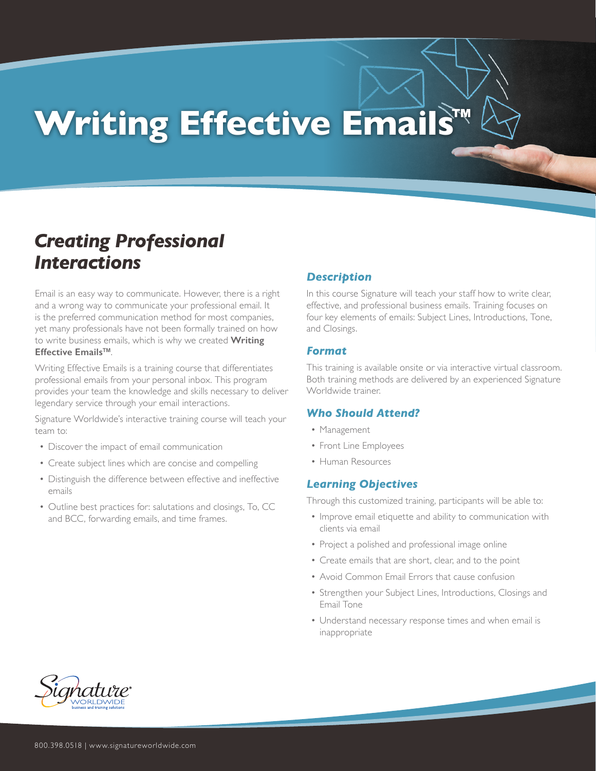# Writing Effective Emails™

## *Creating Professional Interactions*

Email is an easy way to communicate. However, there is a right and a wrong way to communicate your professional email. It is the preferred communication method for most companies, yet many professionals have not been formally trained on how to write business emails, which is why we created **Writing Effective Emails™**.

Writing Effective Emails is a training course that differentiates professional emails from your personal inbox. This program provides your team the knowledge and skills necessary to deliver legendary service through your email interactions.

Signature Worldwide's interactive training course will teach your team to:

- Discover the impact of email communication
- Create subject lines which are concise and compelling
- Distinguish the difference between effective and ineffective emails
- Outline best practices for: salutations and closings, To, CC and BCC, forwarding emails, and time frames.

### *Description*

In this course Signature will teach your staff how to write clear, effective, and professional business emails. Training focuses on four key elements of emails: Subject Lines, Introductions, Tone, and Closings.

### *Format*

This training is available onsite or via interactive virtual classroom. Both training methods are delivered by an experienced Signature Worldwide trainer.

### *Who Should Attend?*

- Management
- Front Line Employees
- Human Resources

### *Learning Objectives*

Through this customized training, participants will be able to:

- Improve email etiquette and ability to communication with clients via email
- Project a polished and professional image online
- Create emails that are short, clear, and to the point
- Avoid Common Email Errors that cause confusion
- Strengthen your Subject Lines, Introductions, Closings and Email Tone
- Understand necessary response times and when email is inappropriate

Signature® WORLDWIDE business and training solutions

800.398.0518 | www.signatureworldwide.com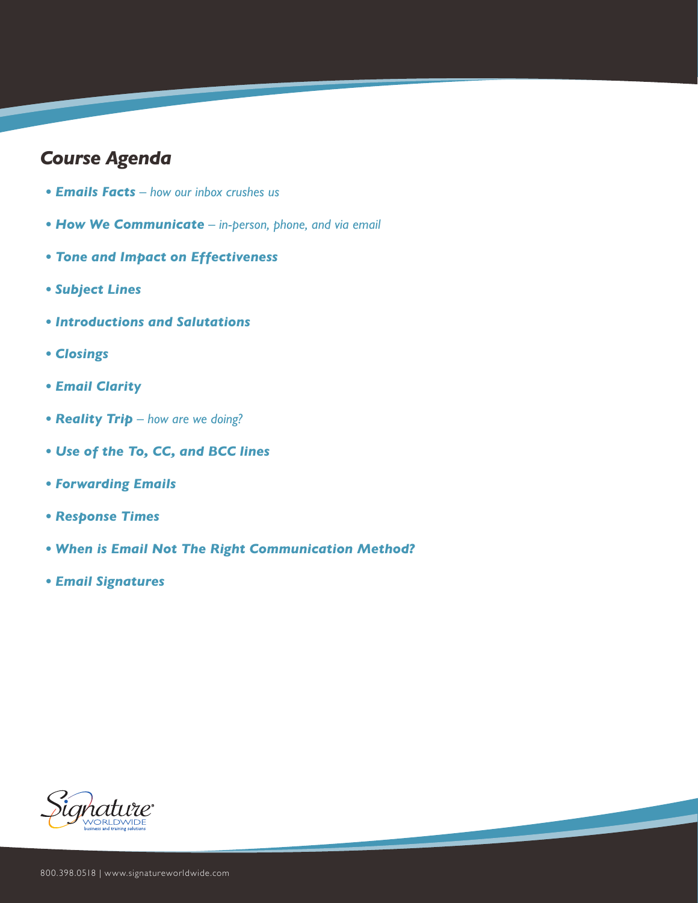## *Course Agenda*

- ***Emails Facts*** *– how our inbox crushes us*
- ***How We Communicate*** *– in-person, phone, and via email*
- ***Tone and Impact on Effectiveness***
- ***Subject Lines***
- ***Introductions and Salutations***
- ***Closings***
- ***Email Clarity***
- ***Reality Trip*** *– how are we doing?*
- ***Use of the To, CC, and BCC lines***
- ***Forwarding Emails***
- ***Response Times***
- ***When is Email Not The Right Communication Method?***
- ***Email Signatures***

Signature WORLDWIDE business and training solutions

800.398.0518 | www.signatureworldwide.com